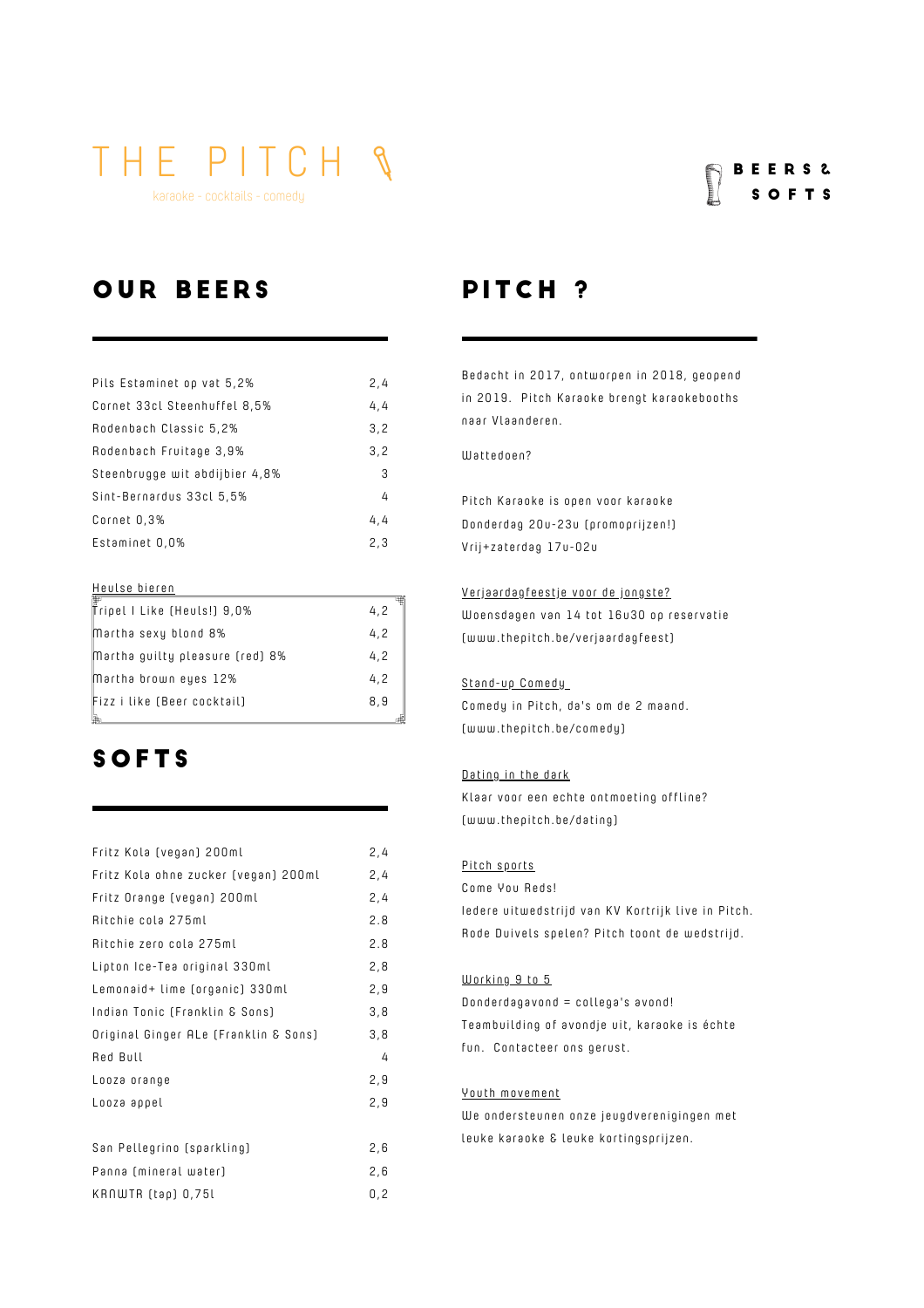# THE PITCH

karaoke - cocktails - comedy

BEERS & SOFTS

## OUR BEERS

| | |
|---|---|
| Pils Estaminet op vat 5,2% | 2,4 |
| Cornet 33cl Steenhuffel 8,5% | 4,4 |
| Rodenbach Classic 5,2% | 3,2 |
| Rodenbach Fruitage 3,9% | 3,2 |
| Steenbrugge wit abdijbier 4,8% | 3 |
| Sint-Bernardus 33cl 5,5% | 4 |
| Cornet 0,3% | 4,4 |
| Estaminet 0,0% | 2,3 |

Heulse bieren

| | |
|---|---|
| Tripel I Like (Heuls!) 9,0% | 4,2 |
| Martha sexy blond 8% | 4,2 |
| Martha guilty pleasure (red) 8% | 4,2 |
| Martha brown eyes 12% | 4,2 |
| Fizz i like (Beer cocktail) | 8,9 |

## SOFTS

| | |
|---|---|
| Fritz Kola (vegan) 200ml | 2,4 |
| Fritz Kola ohne zucker (vegan) 200ml | 2,4 |
| Fritz Orange (vegan) 200ml | 2,4 |
| Ritchie cola 275ml | 2.8 |
| Ritchie zero cola 275ml | 2.8 |
| Lipton Ice-Tea original 330ml | 2,8 |
| Lemonaid+ lime (organic) 330ml | 2,9 |
| Indian Tonic (Franklin & Sons) | 3,8 |
| Original Ginger ALe (Franklin & Sons) | 3,8 |
| Red Bull | 4 |
| Looza orange | 2,9 |
| Looza appel | 2,9 |
| San Pellegrino (sparkling) | 2,6 |
| Panna (mineral water) | 2,6 |
| KRANWTR (tap) 0,75l | 0,2 |

## PITCH ?

Bedacht in 2017, ontworpen in 2018, geopend in 2019. Pitch Karaoke brengt karaokebooths naar Vlaanderen.

Wattedoen?

Pitch Karaoke is open voor karaoke
Donderdag 20u-23u (promoprijzen!)
Vrij+zaterdag 17u-02u

Verjaardagfeestje voor de jongste?
Woensdagen van 14 tot 16u30 op reservatie
(www.thepitch.be/verjaardagfeest)

Stand-up Comedy
Comedy in Pitch, da's om de 2 maand.
(www.thepitch.be/comedy)

Dating in the dark
Klaar voor een echte ontmoeting offline?
(www.thepitch.be/dating)

Pitch sports
Come You Reds!
Iedere uitwedstrijd van KV Kortrijk live in Pitch.
Rode Duivels spelen? Pitch toont de wedstrijd.

Working 9 to 5
Donderdagavond = collega's avond!
Teambuilding of avondje uit, karaoke is échte fun. Contacteer ons gerust.

Youth movement
We ondersteunen onze jeugdverenigingen met leuke karaoke & leuke kortingsprijzen.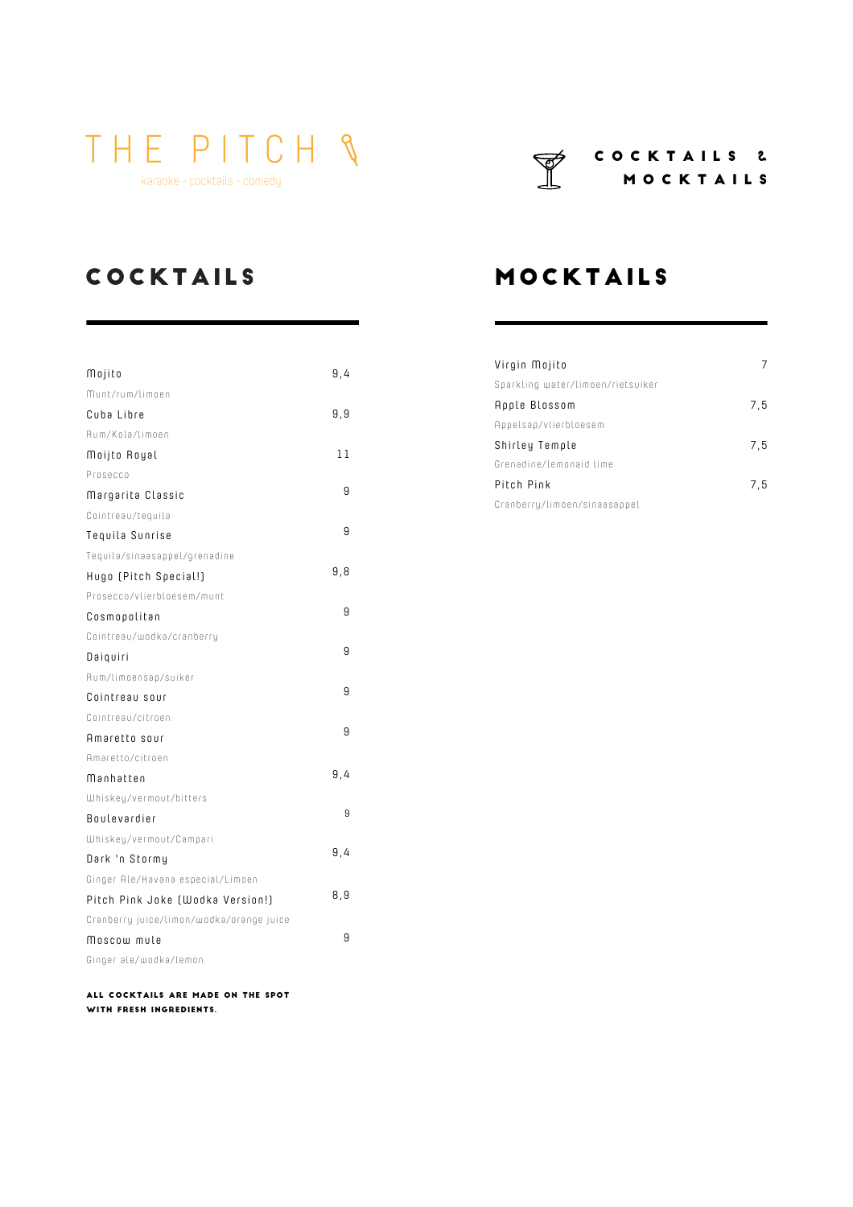# THE PITCH

karaoke - cocktails - comedy

**COCKTAILS & MOCKTAILS**

## COCKTAILS

| | |
|---|---|
| Mojito | 9,4 |
| Munt/rum/limoen | |
| Cuba Libre | 9,9 |
| Rum/Kola/limoen | |
| Moijto Royal | 11 |
| Prosecco | |
| Margarita Classic | 9 |
| Cointreau/tequila | |
| Tequila Sunrise | 9 |
| Tequila/sinaasappel/grenadine | |
| Hugo (Pitch Special!) | 9,8 |
| Prosecco/vlierbloesem/munt | |
| Cosmopolitan | 9 |
| Cointreau/wodka/cranberry | |
| Daiquiri | 9 |
| Rum/limoensap/suiker | |
| Cointreau sour | 9 |
| Cointreau/citroen | |
| Amaretto sour | 9 |
| Amaretto/citroen | |
| Manhatten | 9,4 |
| Whiskey/vermout/bitters | |
| Boulevardier | 9 |
| Whiskey/vermout/Campari | |
| Dark 'n Stormy | 9,4 |
| Ginger Ale/Havana especial/Limoen | |
| Pitch Pink Joke (Wodka Version!) | 8,9 |
| Cranberry juice/limon/wodka/orange juice | |
| Moscow mule | 9 |
| Ginger ale/wodka/lemon | |

**ALL COCKTAILS ARE MADE ON THE SPOT WITH FRESH INGREDIENTS.**

## MOCKTAILS

| | |
|---|---|
| Virgin Mojito | 7 |
| Sparkling water/limoen/rietsuiker | |
| Apple Blossom | 7,5 |
| Appelsap/vlierbloesem | |
| Shirley Temple | 7,5 |
| Grenadine/lemonaid lime | |
| Pitch Pink | 7,5 |
| Cranberry/limoen/sinaasappel | |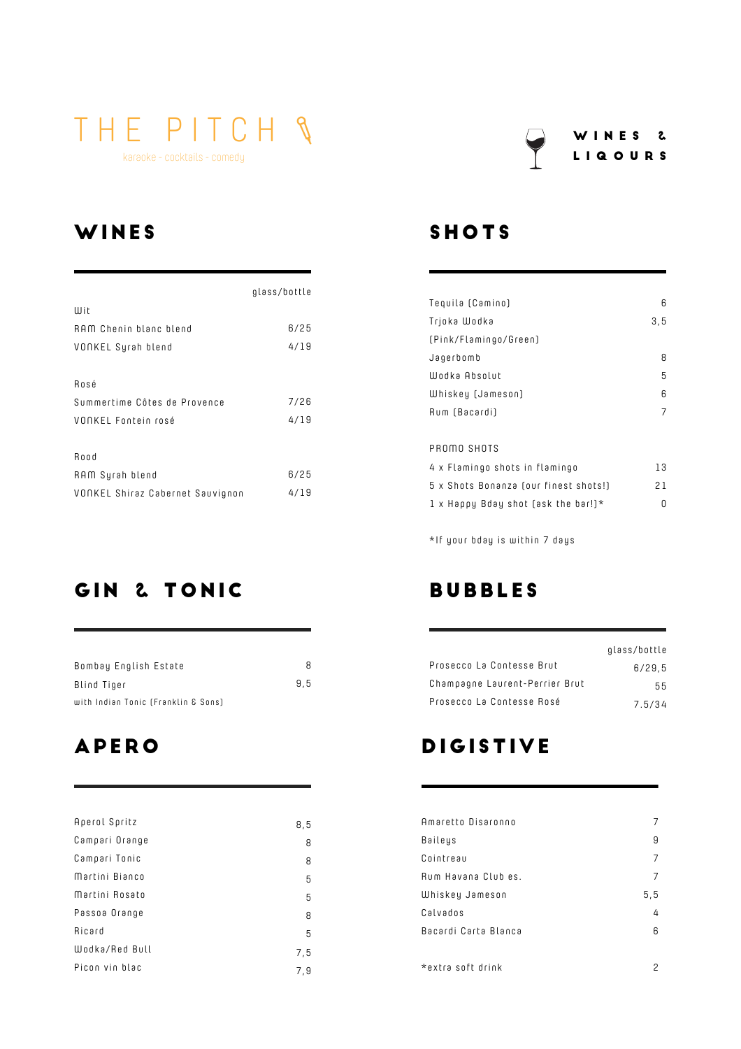# THE PITCH

karaoke - cocktails - comedy

**WINES & LIQOURS**

## WINES

| | glass/bottle |
|---|---|
| Wit | |
| RAM Chenin blanc blend | 6/25 |
| VONKEL Syrah blend | 4/19 |
| Rosé | |
| Summertime Côtes de Provence | 7/26 |
| VONKEL Fontein rosé | 4/19 |
| Rood | |
| RAM Syrah blend | 6/25 |
| VONKEL Shiraz Cabernet Sauvignon | 4/19 |

## GIN & TONIC

| | |
|---|---|
| Bombay English Estate | 8 |
| Blind Tiger | 9,5 |

with Indian Tonic (Franklin & Sons)

## APERO

| | |
|---|---|
| Aperol Spritz | 8,5 |
| Campari Orange | 8 |
| Campari Tonic | 8 |
| Martini Bianco | 5 |
| Martini Rosato | 5 |
| Passoa Orange | 8 |
| Ricard | 5 |
| Wodka/Red Bull | 7,5 |
| Picon vin blac | 7,9 |

## SHOTS

| | |
|---|---|
| Tequila (Camino) | 6 |
| Trjoka Wodka (Pink/Flamingo/Green) | 3,5 |
| Jagerbomb | 8 |
| Wodka Absolut | 5 |
| Whiskey (Jameson) | 6 |
| Rum (Bacardi) | 7 |

| PROMO SHOTS | |
|---|---|
| 4 x Flamingo shots in flamingo | 13 |
| 5 x Shots Bonanza (our finest shots!) | 21 |
| 1 x Happy Bday shot (ask the bar!)* | 0 |

*If your bday is within 7 days

## BUBBLES

| | glass/bottle |
|---|---|
| Prosecco La Contesse Brut | 6/29,5 |
| Champagne Laurent-Perrier Brut | 55 |
| Prosecco La Contesse Rosé | 7.5/34 |

## DIGISTIVE

| | |
|---|---|
| Amaretto Disaronno | 7 |
| Baileys | 9 |
| Cointreau | 7 |
| Rum Havana Club es. | 7 |
| Whiskey Jameson | 5,5 |
| Calvados | 4 |
| Bacardi Carta Blanca | 6 |

| | |
|---|---|
| *extra soft drink | 2 |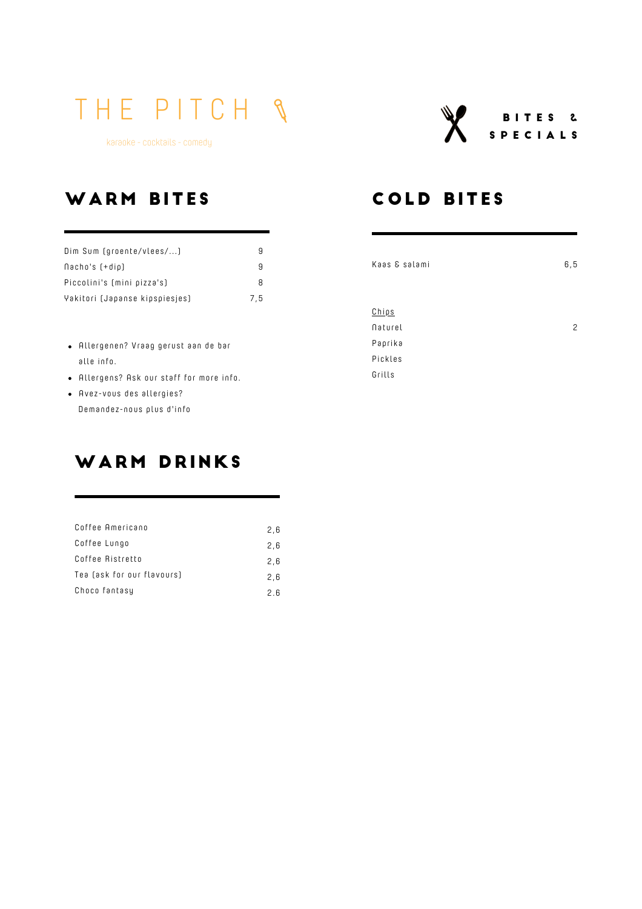# THE PITCH

karaoke - cocktails - comedy

BITES & SPECIALS

## WARM BITES

| | |
|---|---|
| Dim Sum (groente/vlees/...) | 9 |
| Nacho's (+dip) | 9 |
| Piccolini's (mini pizza's) | 8 |
| Yakitori (Japanse kipspiesjes) | 7,5 |

- Allergenen? Vraag gerust aan de bar alle info.
- Allergens? Ask our staff for more info.
- Avez-vous des allergies? Demandez-nous plus d'info

## WARM DRINKS

| | |
|---|---|
| Coffee Americano | 2,6 |
| Coffee Lungo | 2,6 |
| Coffee Ristretto | 2,6 |
| Tea (ask for our flavours) | 2,6 |
| Choco fantasy | 2.6 |

## COLD BITES

| | |
|---|---|
| Kaas & salami | 6,5 |

<u>Chips</u>

| | |
|---|---|
| Naturel | 2 |
| Paprika | |
| Pickles | |
| Grills | |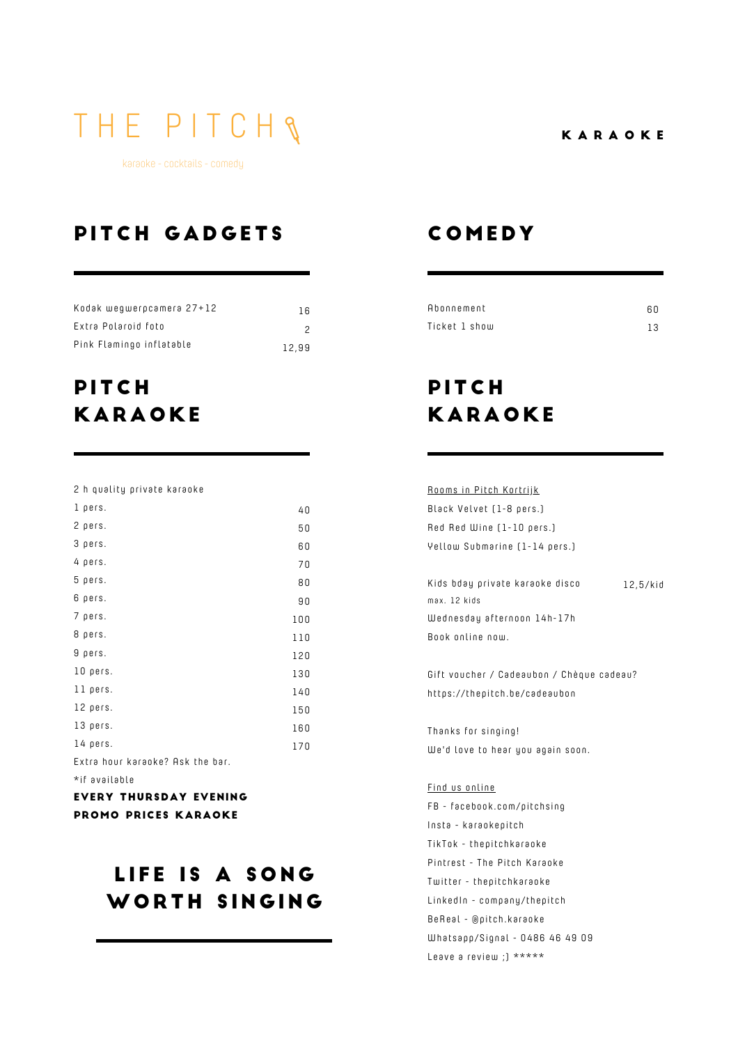# THE PITCH

karaoke - cocktails - comedy

KARAOKE

## PITCH GADGETS

| | |
|---|---|
| Kodak wegwerpcamera 27+12 | 16 |
| Extra Polaroid foto | 2 |
| Pink Flamingo inflatable | 12,99 |

## PITCH KARAOKE

| | |
|---|---|
| 2 h quality private karaoke | |
| 1 pers. | 40 |
| 2 pers. | 50 |
| 3 pers. | 60 |
| 4 pers. | 70 |
| 5 pers. | 80 |
| 6 pers. | 90 |
| 7 pers. | 100 |
| 8 pers. | 110 |
| 9 pers. | 120 |
| 10 pers. | 130 |
| 11 pers. | 140 |
| 12 pers. | 150 |
| 13 pers. | 160 |
| 14 pers. | 170 |

Extra hour karaoke? Ask the bar.

*if available

**EVERY THURSDAY EVENING**

**PROMO PRICES KARAOKE**

## LIFE IS A SONG WORTH SINGING

## COMEDY

| | |
|---|---|
| Abonnement | 60 |
| Ticket 1 show | 13 |

## PITCH KARAOKE

Rooms in Pitch Kortrijk

Black Velvet (1-8 pers.)

Red Red Wine (1-10 pers.)

Yellow Submarine (1-14 pers.)

Kids bday private karaoke disco 12,5/kid

max. 12 kids

Wednesday afternoon 14h-17h

Book online now.

Gift voucher / Cadeaubon / Chèque cadeau?

https://thepitch.be/cadeaubon

Thanks for singing!

We'd love to hear you again soon.

Find us online

FB - facebook.com/pitchsing

Insta - karaokepitch

TikTok - thepitchkaraoke

Pintrest - The Pitch Karaoke

Twitter - thepitchkaraoke

LinkedIn - company/thepitch

BeReal - @pitch.karaoke

Whatsapp/Signal - 0486 46 49 09

Leave a review ;) *****